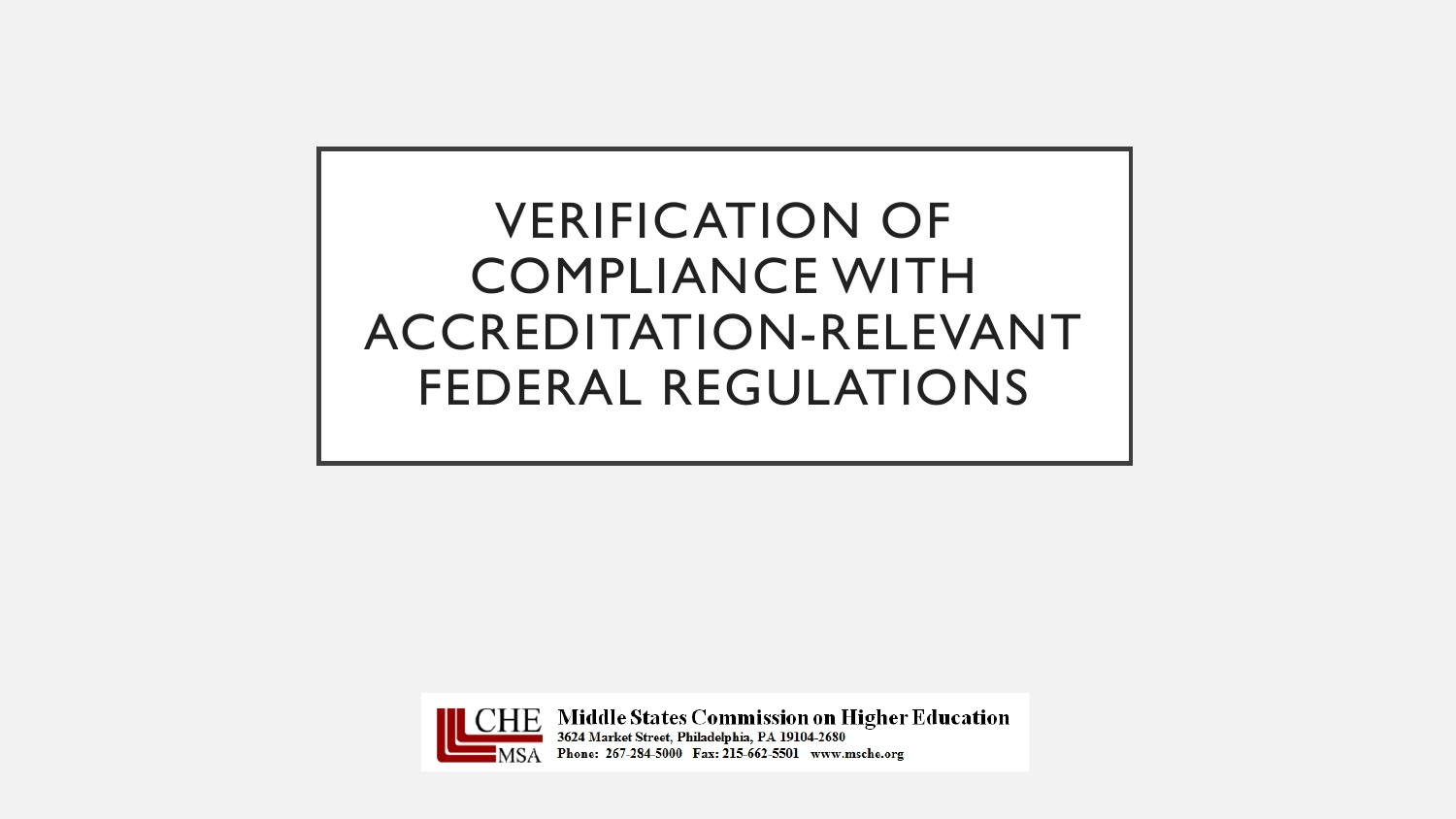# VERIFICATION OF COMPLIANCE WITH ACCREDITATION-RELEVANT FEDERAL REGULATIONS

CHE MSA **Middle States Commission on Higher Education**

3624 Market Street, Philadelphia, PA 19104-2680

Phone: 267-284-5000 Fax: 215-662-5501 www.msche.org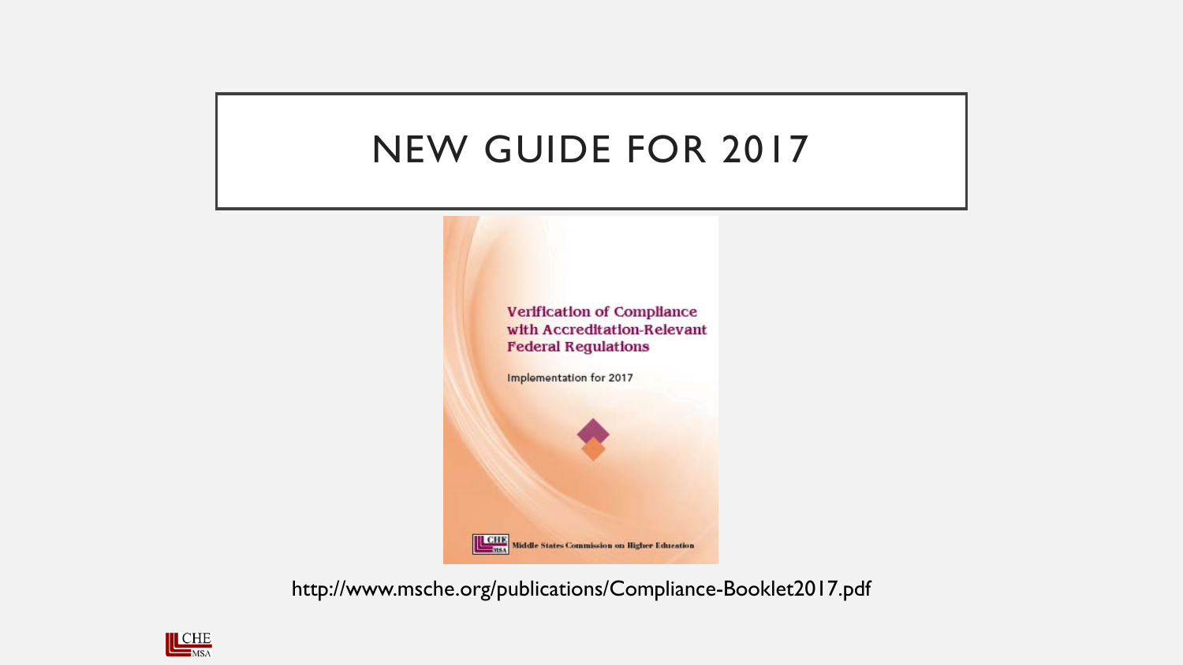# NEW GUIDE FOR 2017

**Verification of Compliance with Accreditation-Relevant Federal Regulations**

Implementation for 2017

Middle States Commission on Higher Education

http://www.msche.org/publications/Compliance-Booklet2017.pdf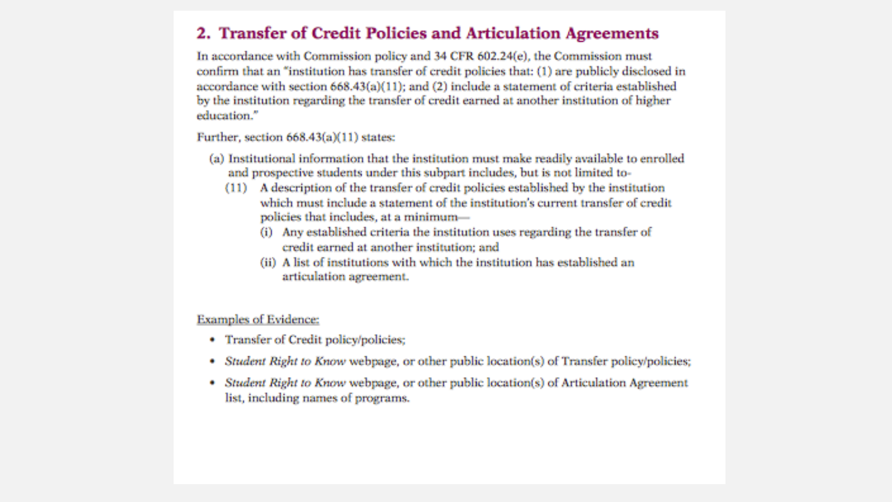## 2. Transfer of Credit Policies and Articulation Agreements

In accordance with Commission policy and 34 CFR 602.24(e), the Commission must confirm that an "institution has transfer of credit policies that: (1) are publicly disclosed in accordance with section 668.43(a)(11); and (2) include a statement of criteria established by the institution regarding the transfer of credit earned at another institution of higher education."

Further, section 668.43(a)(11) states:

(a) Institutional information that the institution must make readily available to enrolled and prospective students under this subpart includes, but is not limited to-

  (11) A description of the transfer of credit policies established by the institution which must include a statement of the institution's current transfer of credit policies that includes, at a minimum—

    (i) Any established criteria the institution uses regarding the transfer of credit earned at another institution; and

    (ii) A list of institutions with which the institution has established an articulation agreement.

<u>Examples of Evidence:</u>

- Transfer of Credit policy/policies;
- *Student Right to Know* webpage, or other public location(s) of Transfer policy/policies;
- *Student Right to Know* webpage, or other public location(s) of Articulation Agreement list, including names of programs.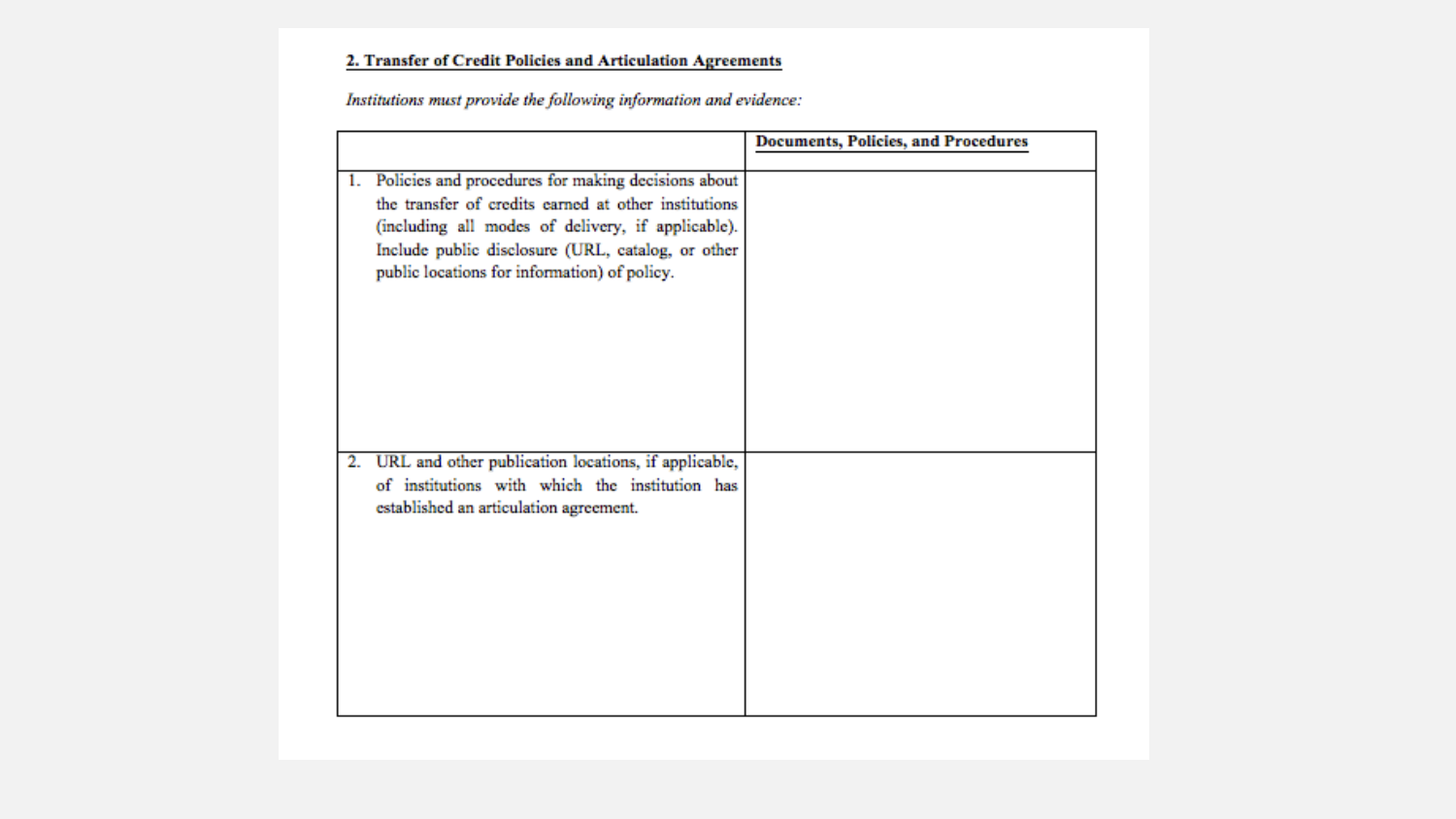**2. Transfer of Credit Policies and Articulation Agreements**

*Institutions must provide the following information and evidence:*

| | **Documents, Policies, and Procedures** |
|---|---|
| 1. Policies and procedures for making decisions about the transfer of credits earned at other institutions (including all modes of delivery, if applicable). Include public disclosure (URL, catalog, or other public locations for information) of policy. | |
| 2. URL and other publication locations, if applicable, of institutions with which the institution has established an articulation agreement. | |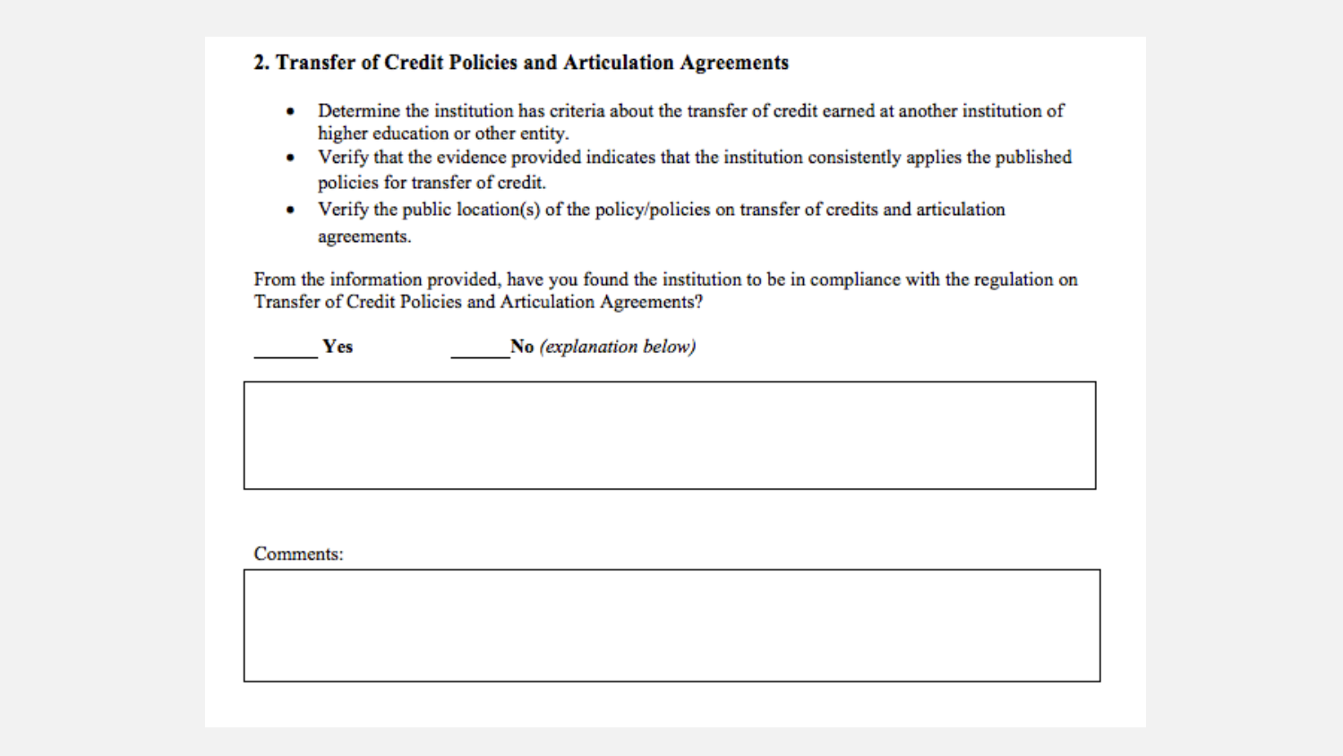## 2. Transfer of Credit Policies and Articulation Agreements

- Determine the institution has criteria about the transfer of credit earned at another institution of higher education or other entity.
- Verify that the evidence provided indicates that the institution consistently applies the published policies for transfer of credit.
- Verify the public location(s) of the policy/policies on transfer of credits and articulation agreements.

From the information provided, have you found the institution to be in compliance with the regulation on Transfer of Credit Policies and Articulation Agreements?

______ **Yes** ______ **No** *(explanation below)*

|   |
|---|
|   |

Comments:

|   |
|---|
|   |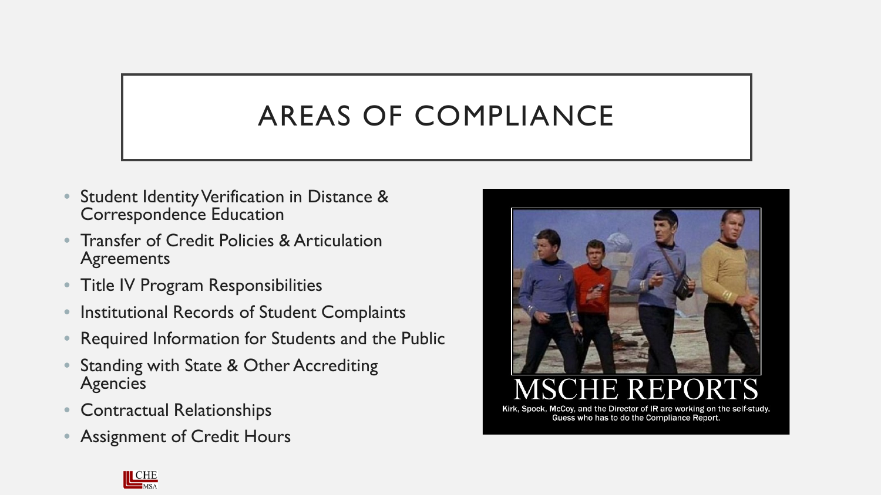# AREAS OF COMPLIANCE

- Student Identity Verification in Distance & Correspondence Education
- Transfer of Credit Policies & Articulation Agreements
- Title IV Program Responsibilities
- Institutional Records of Student Complaints
- Required Information for Students and the Public
- Standing with State & Other Accrediting Agencies
- Contractual Relationships
- Assignment of Credit Hours

MSCHE REPORTS

Kirk, Spock, McCoy, and the Director of IR are working on the self-study. Guess who has to do the Compliance Report.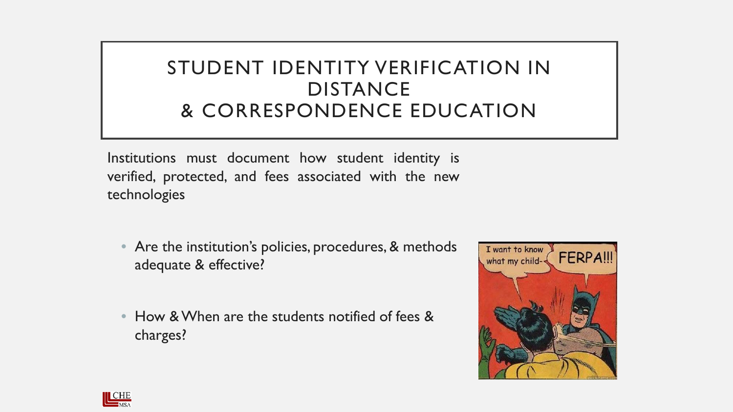# STUDENT IDENTITY VERIFICATION IN DISTANCE & CORRESPONDENCE EDUCATION

Institutions must document how student identity is verified, protected, and fees associated with the new technologies

- Are the institution's policies, procedures, & methods adequate & effective?
- How & When are the students notified of fees & charges?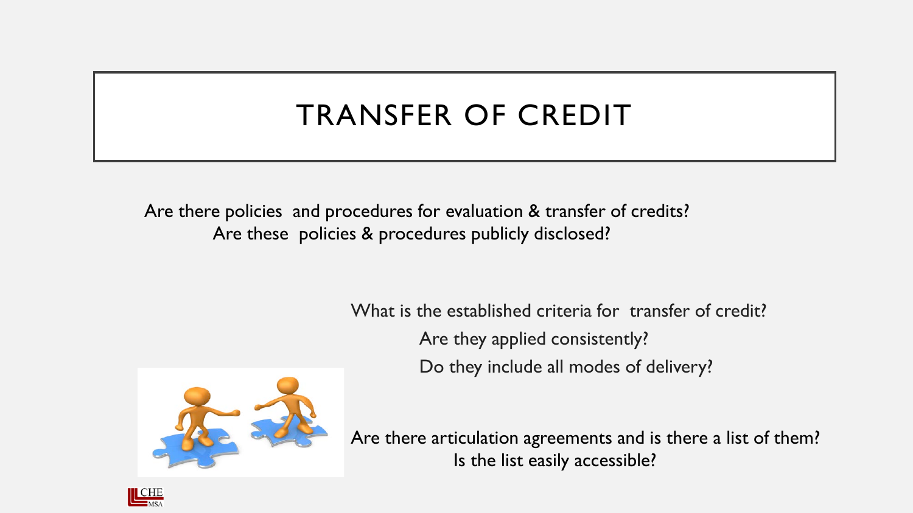# TRANSFER OF CREDIT

Are there policies and procedures for evaluation & transfer of credits?
Are these policies & procedures publicly disclosed?

What is the established criteria for transfer of credit?
Are they applied consistently?
Do they include all modes of delivery?

Are there articulation agreements and is there a list of them?
Is the list easily accessible?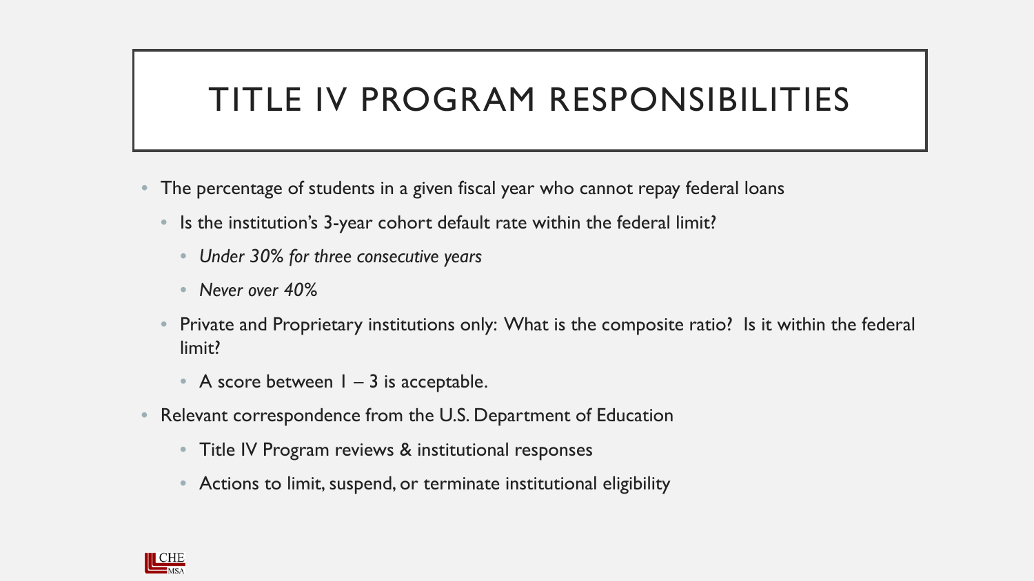# TITLE IV PROGRAM RESPONSIBILITIES

- The percentage of students in a given fiscal year who cannot repay federal loans
  - Is the institution's 3-year cohort default rate within the federal limit?
    - *Under 30% for three consecutive years*
    - *Never over 40%*
  - Private and Proprietary institutions only: What is the composite ratio? Is it within the federal limit?
    - A score between 1 – 3 is acceptable.
- Relevant correspondence from the U.S. Department of Education
  - Title IV Program reviews & institutional responses
  - Actions to limit, suspend, or terminate institutional eligibility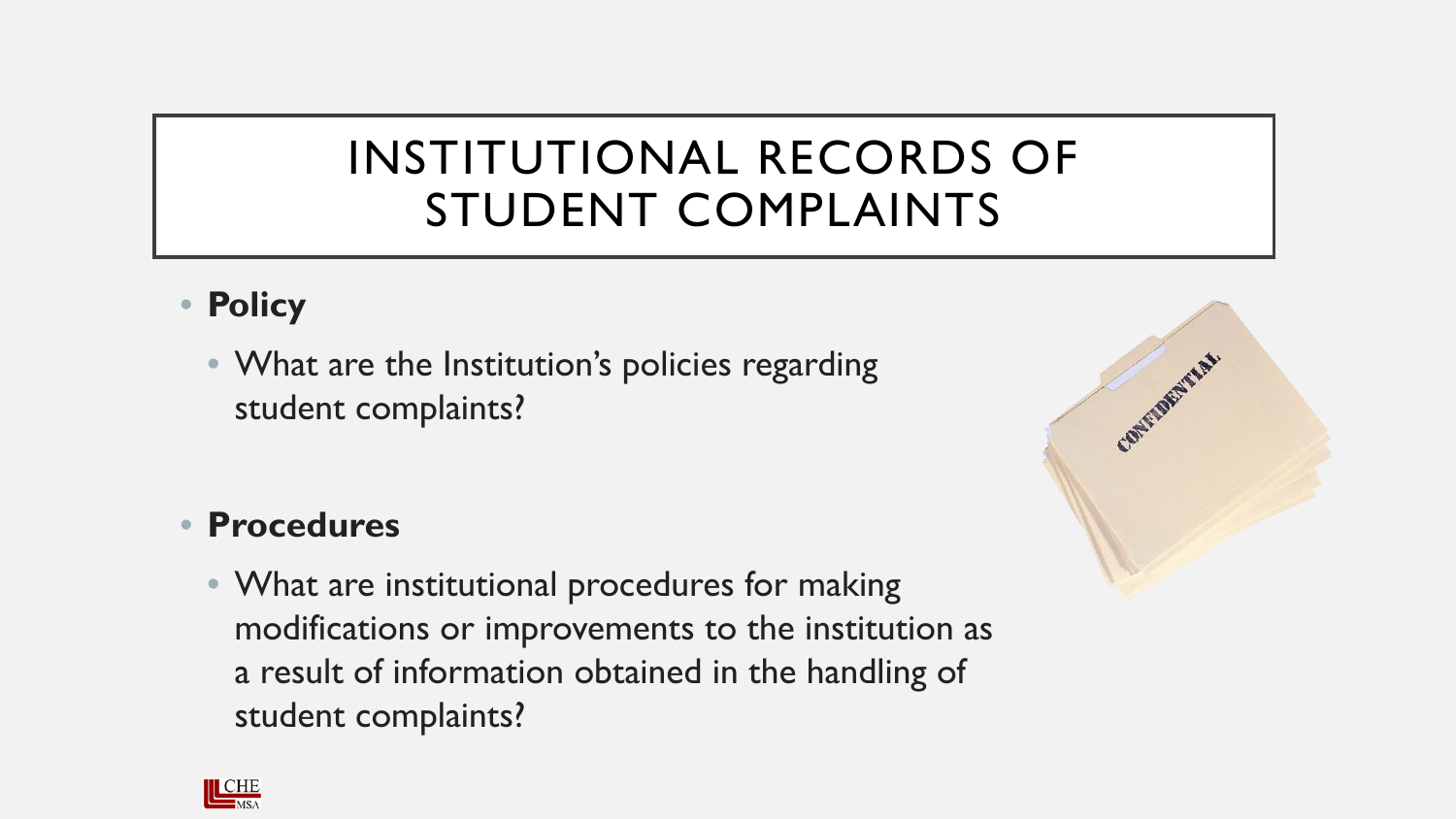# INSTITUTIONAL RECORDS OF STUDENT COMPLAINTS

- **Policy**
  - What are the Institution's policies regarding student complaints?

- **Procedures**
  - What are institutional procedures for making modifications or improvements to the institution as a result of information obtained in the handling of student complaints?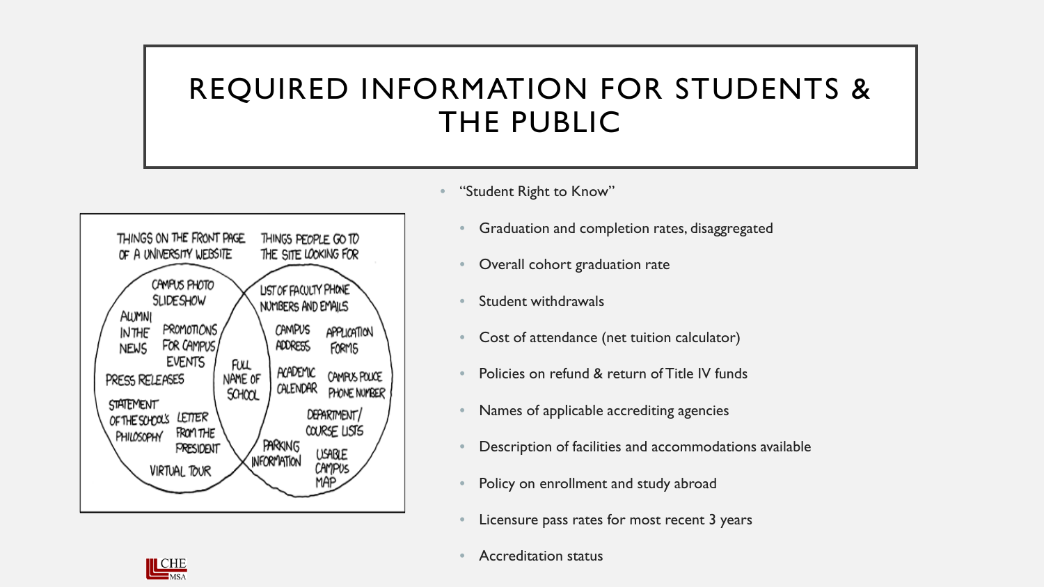# REQUIRED INFORMATION FOR STUDENTS & THE PUBLIC

- "Student Right to Know"
  - Graduation and completion rates, disaggregated
  - Overall cohort graduation rate
  - Student withdrawals
  - Cost of attendance (net tuition calculator)
  - Policies on refund & return of Title IV funds
  - Names of applicable accrediting agencies
  - Description of facilities and accommodations available
  - Policy on enrollment and study abroad
  - Licensure pass rates for most recent 3 years
  - Accreditation status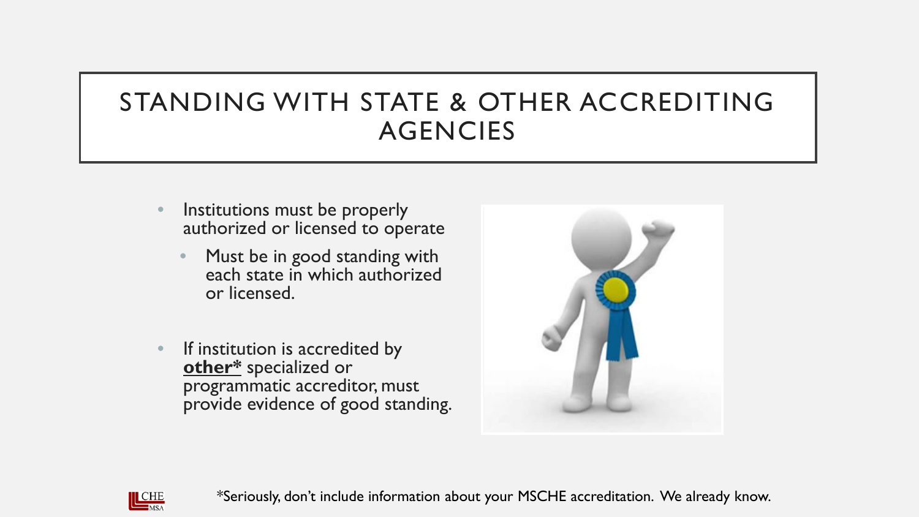# STANDING WITH STATE & OTHER ACCREDITING AGENCIES

- Institutions must be properly authorized or licensed to operate
  - Must be in good standing with each state in which authorized or licensed.
- If institution is accredited by **other*** specialized or programmatic accreditor, must provide evidence of good standing.

*Seriously, don't include information about your MSCHE accreditation. We already know.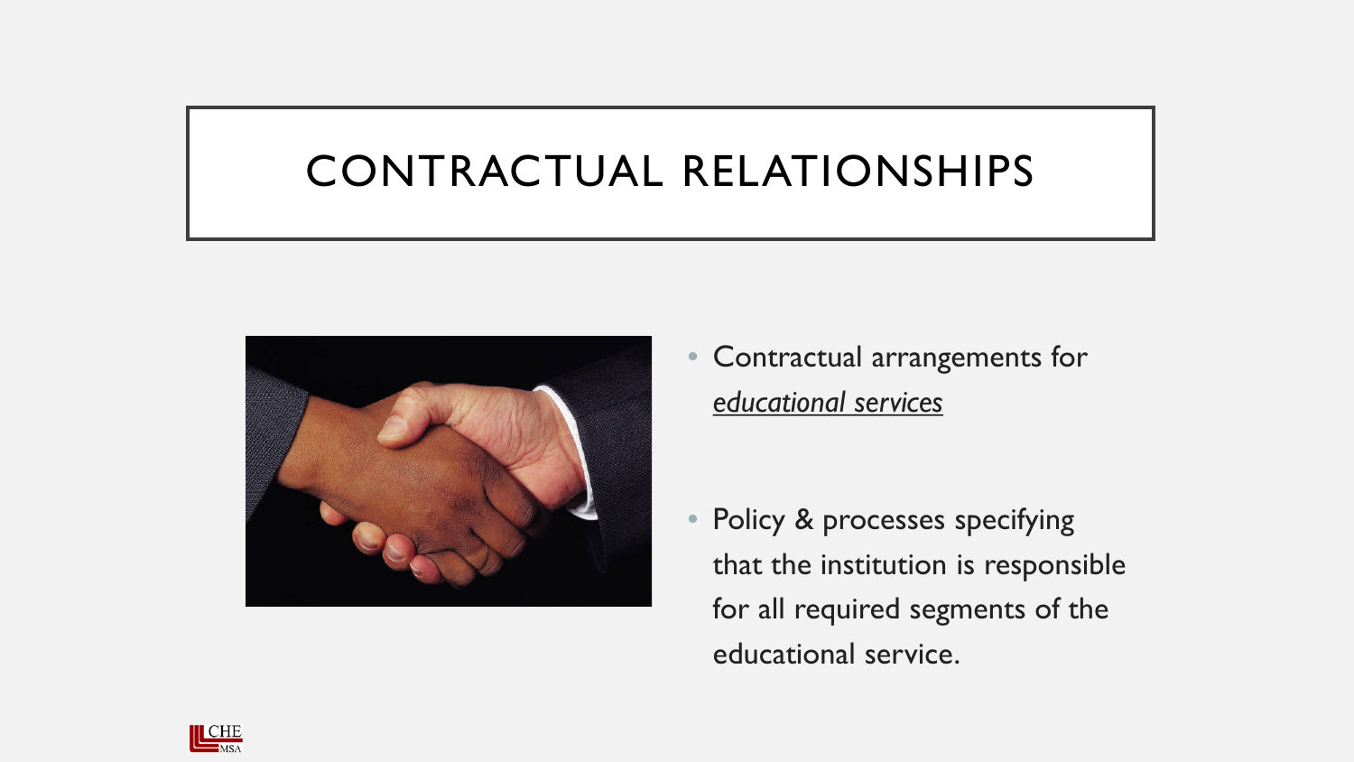# CONTRACTUAL RELATIONSHIPS

- Contractual arrangements for *educational services*

- Policy & processes specifying that the institution is responsible for all required segments of the educational service.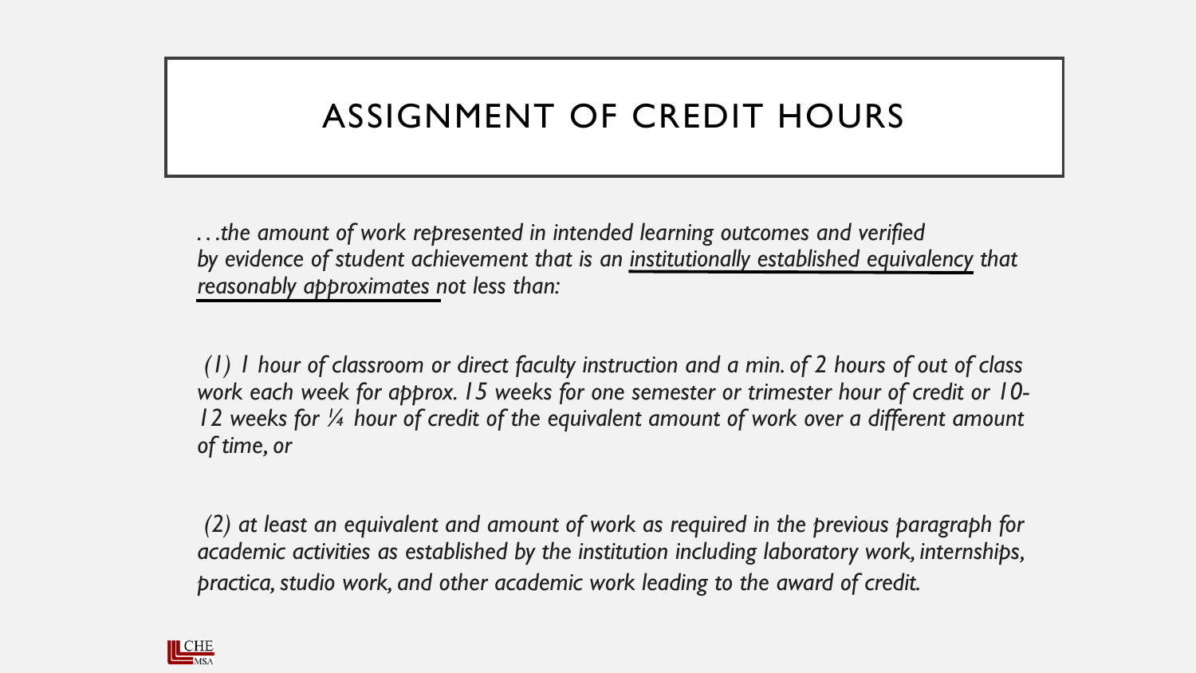# ASSIGNMENT OF CREDIT HOURS

*…the amount of work represented in intended learning outcomes and verified by evidence of student achievement that is an institutionally established equivalency that reasonably approximates not less than:*

*(1) 1 hour of classroom or direct faculty instruction and a min. of 2 hours of out of class work each week for approx. 15 weeks for one semester or trimester hour of credit or 10-12 weeks for ¼ hour of credit of the equivalent amount of work over a different amount of time, or*

*(2) at least an equivalent and amount of work as required in the previous paragraph for academic activities as established by the institution including laboratory work, internships, practica, studio work, and other academic work leading to the award of credit.*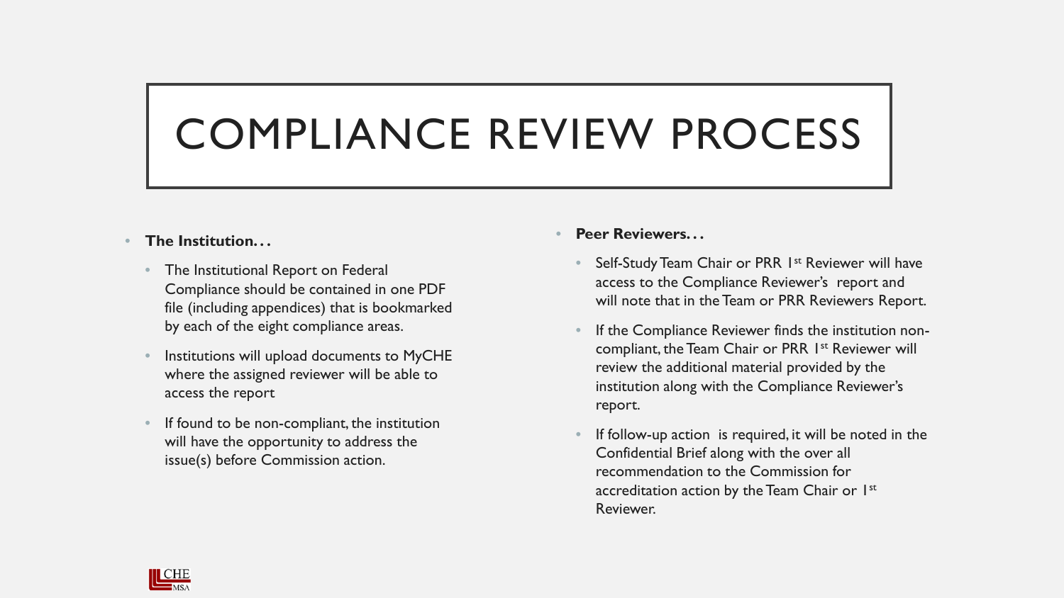# COMPLIANCE REVIEW PROCESS

- **The Institution…**
  - The Institutional Report on Federal Compliance should be contained in one PDF file (including appendices) that is bookmarked by each of the eight compliance areas.
  - Institutions will upload documents to MyCHE where the assigned reviewer will be able to access the report
  - If found to be non-compliant, the institution will have the opportunity to address the issue(s) before Commission action.

- **Peer Reviewers…**
  - Self-Study Team Chair or PRR 1st Reviewer will have access to the Compliance Reviewer's report and will note that in the Team or PRR Reviewers Report.
  - If the Compliance Reviewer finds the institution non-compliant, the Team Chair or PRR 1st Reviewer will review the additional material provided by the institution along with the Compliance Reviewer's report.
  - If follow-up action is required, it will be noted in the Confidential Brief along with the over all recommendation to the Commission for accreditation action by the Team Chair or 1st Reviewer.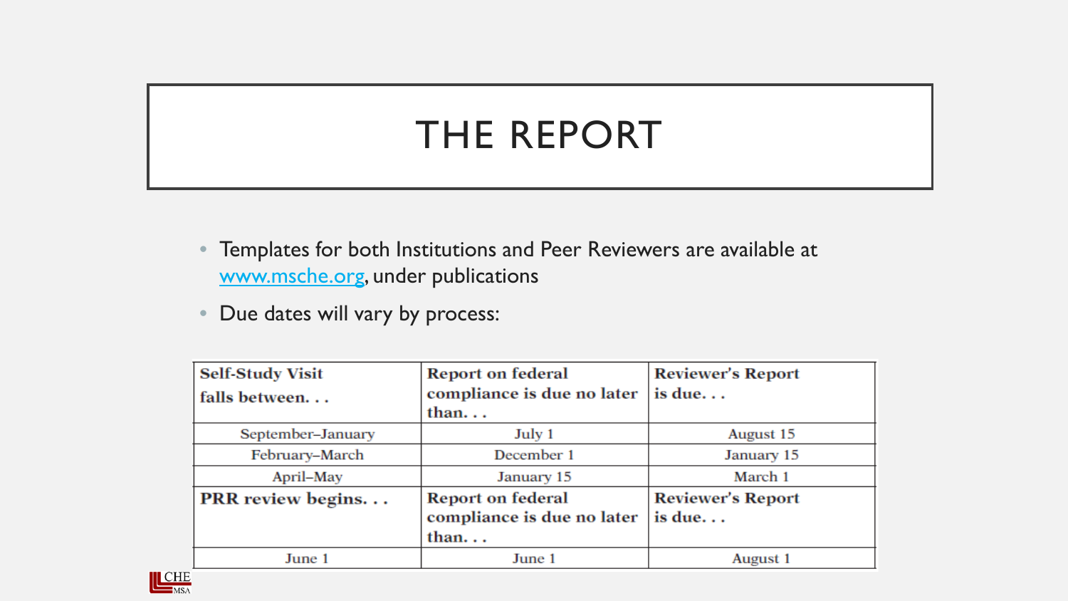# THE REPORT

- Templates for both Institutions and Peer Reviewers are available at [www.msche.org](http://www.msche.org), under publications
- Due dates will vary by process:

| **Self-Study Visit falls between. . .** | **Report on federal compliance is due no later than. . .** | **Reviewer's Report is due. . .** |
|---|---|---|
| September–January | July 1 | August 15 |
| February–March | December 1 | January 15 |
| April–May | January 15 | March 1 |
| **PRR review begins. . .** | **Report on federal compliance is due no later than. . .** | **Reviewer's Report is due. . .** |
| June 1 | June 1 | August 1 |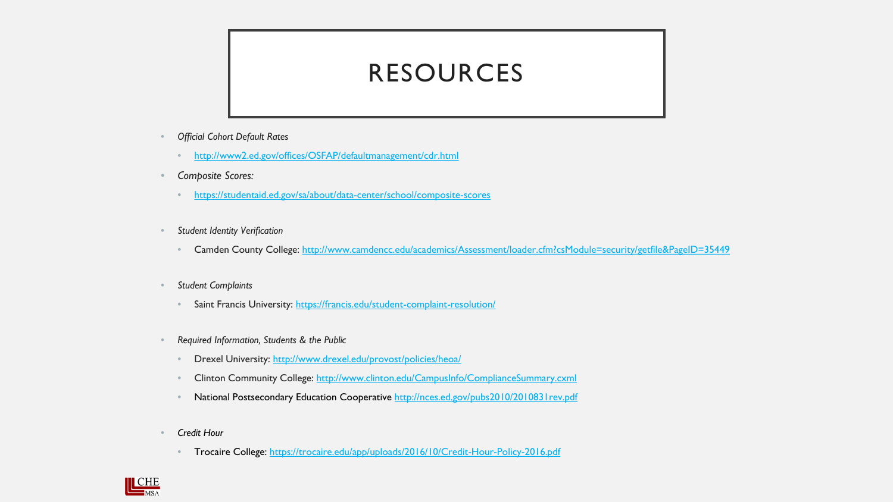# RESOURCES

- *Official Cohort Default Rates*
  - http://www2.ed.gov/offices/OSFAP/defaultmanagement/cdr.html
- *Composite Scores:*
  - https://studentaid.ed.gov/sa/about/data-center/school/composite-scores
- *Student Identity Verification*
  - Camden County College: http://www.camdencc.edu/academics/Assessment/loader.cfm?csModule=security/getfile&PageID=35449
- *Student Complaints*
  - Saint Francis University: https://francis.edu/student-complaint-resolution/
- *Required Information, Students & the Public*
  - Drexel University: http://www.drexel.edu/provost/policies/heoa/
  - Clinton Community College: http://www.clinton.edu/CampusInfo/ComplianceSummary.cxml
  - National Postsecondary Education Cooperative http://nces.ed.gov/pubs2010/2010831rev.pdf
- *Credit Hour*
  - Trocaire College: https://trocaire.edu/app/uploads/2016/10/Credit-Hour-Policy-2016.pdf